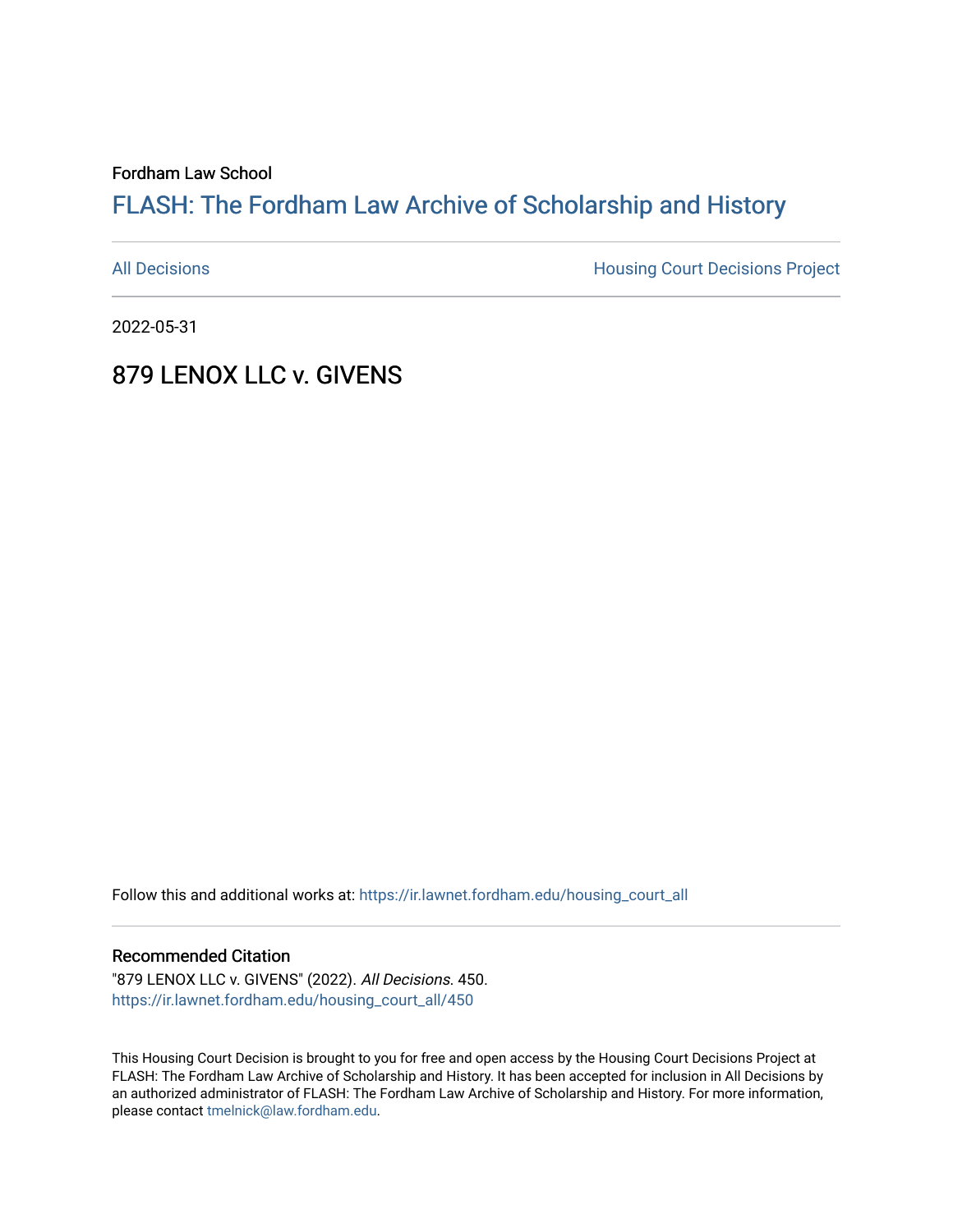Fordham Law School

# FLASH: The Fordham Law Archive of Scholarship and History

All Decisions | Housing Court Decisions Project

2022-05-31

## 879 LENOX LLC v. GIVENS

Follow this and additional works at: https://ir.lawnet.fordham.edu/housing_court_all

### Recommended Citation

"879 LENOX LLC v. GIVENS" (2022). *All Decisions*. 450.
https://ir.lawnet.fordham.edu/housing_court_all/450

This Housing Court Decision is brought to you for free and open access by the Housing Court Decisions Project at FLASH: The Fordham Law Archive of Scholarship and History. It has been accepted for inclusion in All Decisions by an authorized administrator of FLASH: The Fordham Law Archive of Scholarship and History. For more information, please contact tmelnick@law.fordham.edu.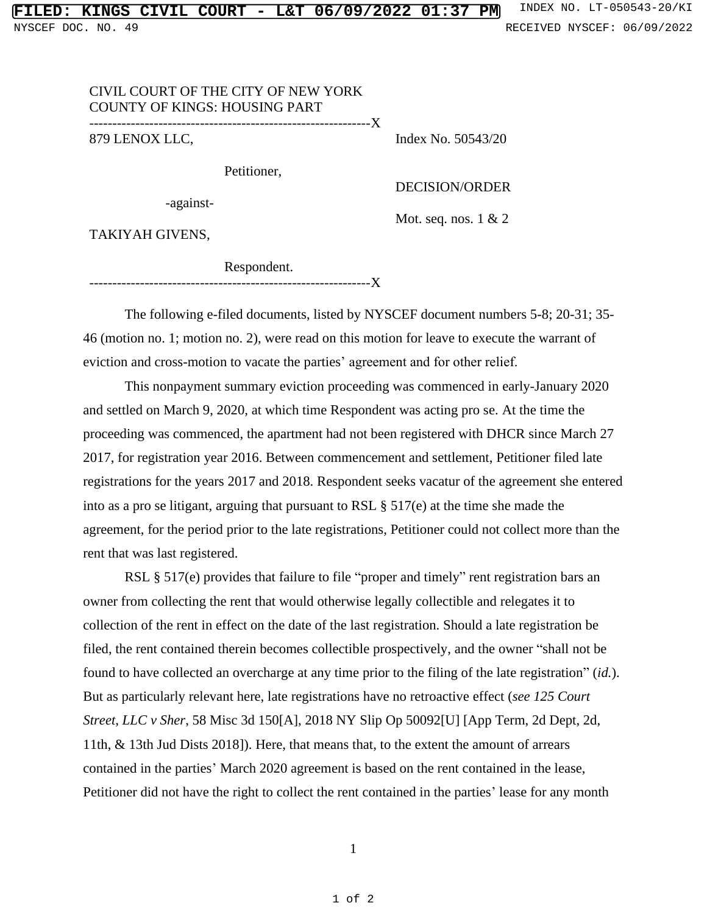CIVIL COURT OF THE CITY OF NEW YORK
COUNTY OF KINGS: HOUSING PART

---

879 LENOX LLC,

Petitioner,

-against-

TAKIYAH GIVENS,

Respondent.

---

Index No. 50543/20

DECISION/ORDER

Mot. seq. nos. 1 & 2

The following e-filed documents, listed by NYSCEF document numbers 5-8; 20-31; 35-46 (motion no. 1; motion no. 2), were read on this motion for leave to execute the warrant of eviction and cross-motion to vacate the parties' agreement and for other relief.

This nonpayment summary eviction proceeding was commenced in early-January 2020 and settled on March 9, 2020, at which time Respondent was acting pro se. At the time the proceeding was commenced, the apartment had not been registered with DHCR since March 27 2017, for registration year 2016. Between commencement and settlement, Petitioner filed late registrations for the years 2017 and 2018. Respondent seeks vacatur of the agreement she entered into as a pro se litigant, arguing that pursuant to RSL § 517(e) at the time she made the agreement, for the period prior to the late registrations, Petitioner could not collect more than the rent that was last registered.

RSL § 517(e) provides that failure to file "proper and timely" rent registration bars an owner from collecting the rent that would otherwise legally collectible and relegates it to collection of the rent in effect on the date of the last registration. Should a late registration be filed, the rent contained therein becomes collectible prospectively, and the owner "shall not be found to have collected an overcharge at any time prior to the filing of the late registration" (*id.*). But as particularly relevant here, late registrations have no retroactive effect (*see 125 Court Street, LLC v Sher*, 58 Misc 3d 150[A], 2018 NY Slip Op 50092[U] [App Term, 2d Dept, 2d, 11th, & 13th Jud Dists 2018]). Here, that means that, to the extent the amount of arrears contained in the parties' March 2020 agreement is based on the rent contained in the lease, Petitioner did not have the right to collect the rent contained in the parties' lease for any month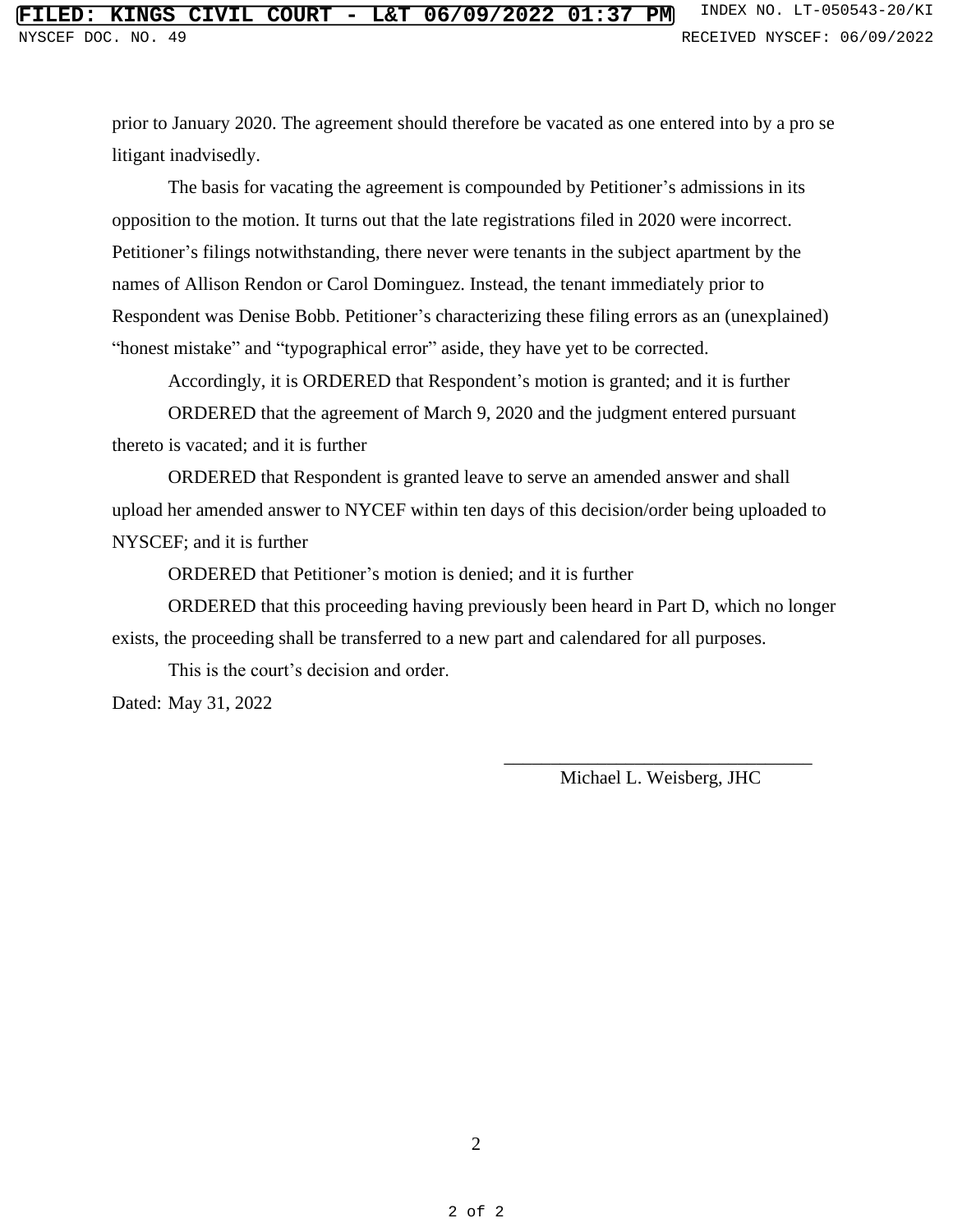prior to January 2020. The agreement should therefore be vacated as one entered into by a pro se litigant inadvisedly.

The basis for vacating the agreement is compounded by Petitioner's admissions in its opposition to the motion. It turns out that the late registrations filed in 2020 were incorrect. Petitioner's filings notwithstanding, there never were tenants in the subject apartment by the names of Allison Rendon or Carol Dominguez. Instead, the tenant immediately prior to Respondent was Denise Bobb. Petitioner's characterizing these filing errors as an (unexplained) "honest mistake" and "typographical error" aside, they have yet to be corrected.

Accordingly, it is ORDERED that Respondent's motion is granted; and it is further

ORDERED that the agreement of March 9, 2020 and the judgment entered pursuant thereto is vacated; and it is further

ORDERED that Respondent is granted leave to serve an amended answer and shall upload her amended answer to NYCEF within ten days of this decision/order being uploaded to NYSCEF; and it is further

ORDERED that Petitioner's motion is denied; and it is further

ORDERED that this proceeding having previously been heard in Part D, which no longer exists, the proceeding shall be transferred to a new part and calendared for all purposes.

This is the court's decision and order.

Dated: May 31, 2022

\_\_\_\_\_\_\_\_\_\_\_\_\_\_\_\_\_\_\_\_\_\_\_\_\_\_\_\_\_\_\_\_

Michael L. Weisberg, JHC